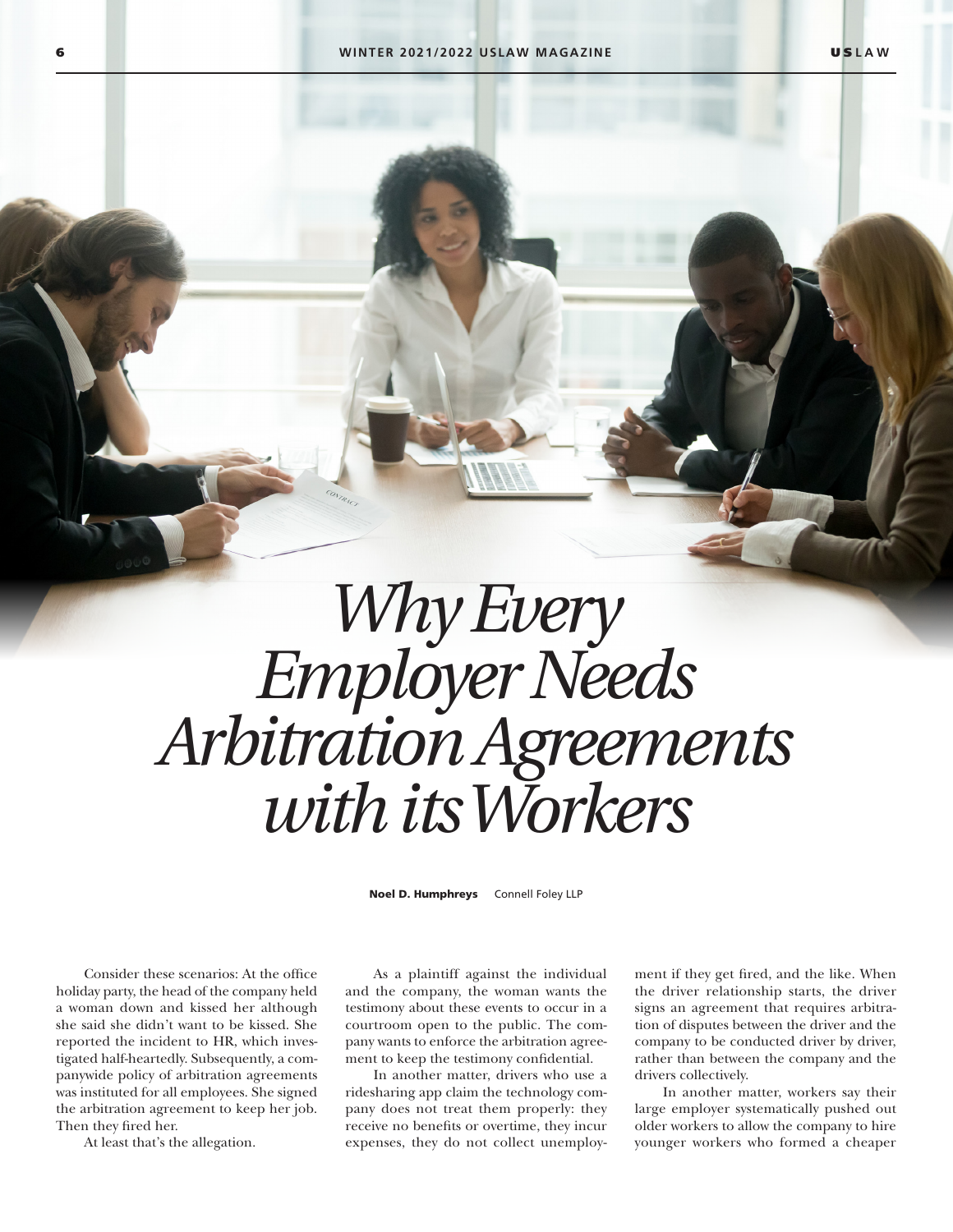# Why Every Employer Needs Arbitration Agreements with its Workers

**Noel D. Humphreys** Connell Foley LLP

Consider these scenarios: At the office holiday party, the head of the company held a woman down and kissed her although she said she didn't want to be kissed. She reported the incident to HR, which investigated half-heartedly. Subsequently, a companywide policy of arbitration agreements was instituted for all employees. She signed the arbitration agreement to keep her job. Then they fired her.

At least that's the allegation.

As a plaintiff against the individual and the company, the woman wants the testimony about these events to occur in a courtroom open to the public. The company wants to enforce the arbitration agreement to keep the testimony confidential.

In another matter, drivers who use a ridesharing app claim the technology company does not treat them properly: they receive no benefits or overtime, they incur expenses, they do not collect unemployment if they get fired, and the like. When the driver relationship starts, the driver signs an agreement that requires arbitration of disputes between the driver and the company to be conducted driver by driver, rather than between the company and the drivers collectively.

In another matter, workers say their large employer systematically pushed out older workers to allow the company to hire younger workers who formed a cheaper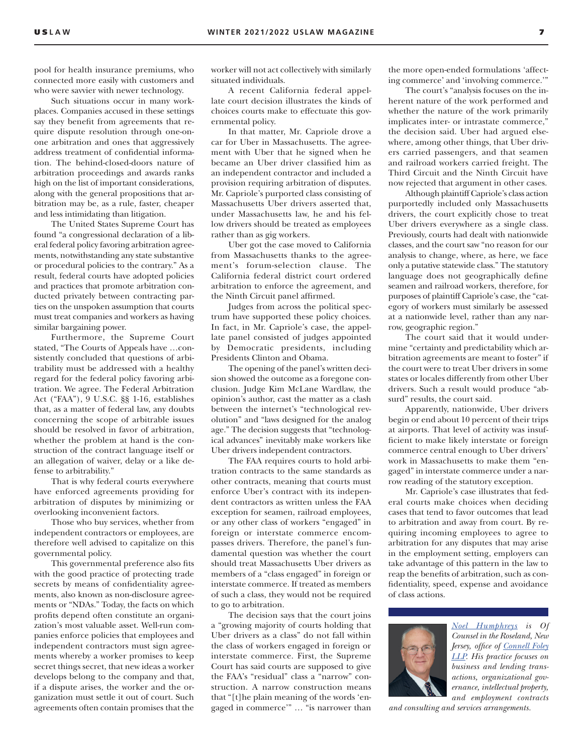pool for health insurance premiums, who connected more easily with customers and who were savvier with newer technology.

Such situations occur in many workplaces. Companies accused in these settings say they benefit from agreements that require dispute resolution through one-on-one arbitration and ones that aggressively address treatment of confidential information. The behind-closed-doors nature of arbitration proceedings and awards ranks high on the list of important considerations, along with the general propositions that arbitration may be, as a rule, faster, cheaper and less intimidating than litigation.

The United States Supreme Court has found "a congressional declaration of a liberal federal policy favoring arbitration agreements, notwithstanding any state substantive or procedural policies to the contrary." As a result, federal courts have adopted policies and practices that promote arbitration conducted privately between contracting parties on the unspoken assumption that courts must treat companies and workers as having similar bargaining power.

Furthermore, the Supreme Court stated, "The Courts of Appeals have …consistently concluded that questions of arbitrability must be addressed with a healthy regard for the federal policy favoring arbitration. We agree. The Federal Arbitration Act ("FAA"), 9 U.S.C. §§ 1-16, establishes that, as a matter of federal law, any doubts concerning the scope of arbitrable issues should be resolved in favor of arbitration, whether the problem at hand is the construction of the contract language itself or an allegation of waiver, delay or a like defense to arbitrability."

That is why federal courts everywhere have enforced agreements providing for arbitration of disputes by minimizing or overlooking inconvenient factors.

Those who buy services, whether from independent contractors or employees, are therefore well advised to capitalize on this governmental policy.

This governmental preference also fits with the good practice of protecting trade secrets by means of confidentiality agreements, also known as non-disclosure agreements or "NDAs." Today, the facts on which profits depend often constitute an organization's most valuable asset. Well-run companies enforce policies that employees and independent contractors must sign agreements whereby a worker promises to keep secret things secret, that new ideas a worker develops belong to the company and that, if a dispute arises, the worker and the organization must settle it out of court. Such agreements often contain promises that the worker will not act collectively with similarly situated individuals.

A recent California federal appellate court decision illustrates the kinds of choices courts make to effectuate this governmental policy.

In that matter, Mr. Capriole drove a car for Uber in Massachusetts. The agreement with Uber that he signed when he became an Uber driver classified him as an independent contractor and included a provision requiring arbitration of disputes. Mr. Capriole's purported class consisting of Massachusetts Uber drivers asserted that, under Massachusetts law, he and his fellow drivers should be treated as employees rather than as gig workers.

Uber got the case moved to California from Massachusetts thanks to the agreement's forum-selection clause. The California federal district court ordered arbitration to enforce the agreement, and the Ninth Circuit panel affirmed.

Judges from across the political spectrum have supported these policy choices. In fact, in Mr. Capriole's case, the appellate panel consisted of judges appointed by Democratic presidents, including Presidents Clinton and Obama.

The opening of the panel's written decision showed the outcome as a foregone conclusion. Judge Kim McLane Wardlaw, the opinion's author, cast the matter as a clash between the internet's "technological revolution" and "laws designed for the analog age." The decision suggests that "technological advances" inevitably make workers like Uber drivers independent contractors.

The FAA requires courts to hold arbitration contracts to the same standards as other contracts, meaning that courts must enforce Uber's contract with its independent contractors as written unless the FAA exception for seamen, railroad employees, or any other class of workers "engaged" in foreign or interstate commerce encompasses drivers. Therefore, the panel's fundamental question was whether the court should treat Massachusetts Uber drivers as members of a "class engaged" in foreign or interstate commerce. If treated as members of such a class, they would not be required to go to arbitration.

The decision says that the court joins a "growing majority of courts holding that Uber drivers as a class" do not fall within the class of workers engaged in foreign or interstate commerce. First, the Supreme Court has said courts are supposed to give the FAA's "residual" class a "narrow" construction. A narrow construction means that "[t]he plain meaning of the words 'engaged in commerce'" … "is narrower than the more open-ended formulations 'affecting commerce' and 'involving commerce.'"

The court's "analysis focuses on the inherent nature of the work performed and whether the nature of the work primarily implicates inter- or intrastate commerce," the decision said. Uber had argued elsewhere, among other things, that Uber drivers carried passengers, and that seamen and railroad workers carried freight. The Third Circuit and the Ninth Circuit have now rejected that argument in other cases.

Although plaintiff Capriole's class action purportedly included only Massachusetts drivers, the court explicitly chose to treat Uber drivers everywhere as a single class. Previously, courts had dealt with nationwide classes, and the court saw "no reason for our analysis to change, where, as here, we face only a putative statewide class." The statutory language does not geographically define seamen and railroad workers, therefore, for purposes of plaintiff Capriole's case, the "category of workers must similarly be assessed at a nationwide level, rather than any narrow, geographic region."

The court said that it would undermine "certainty and predictability which arbitration agreements are meant to foster" if the court were to treat Uber drivers in some states or locales differently from other Uber drivers. Such a result would produce "absurd" results, the court said.

Apparently, nationwide, Uber drivers begin or end about 10 percent of their trips at airports. That level of activity was insufficient to make likely interstate or foreign commerce central enough to Uber drivers' work in Massachusetts to make them "engaged" in interstate commerce under a narrow reading of the statutory exception.

Mr. Capriole's case illustrates that federal courts make choices when deciding cases that tend to favor outcomes that lead to arbitration and away from court. By requiring incoming employees to agree to arbitration for any disputes that may arise in the employment setting, employers can take advantage of this pattern in the law to reap the benefits of arbitration, such as confidentiality, speed, expense and avoidance of class actions.

---

*Noel Humphreys is Of Counsel in the Roseland, New Jersey, office of Connell Foley LLP. His practice focuses on business and lending transactions, organizational governance, intellectual property, and employment contracts and consulting and services arrangements.*